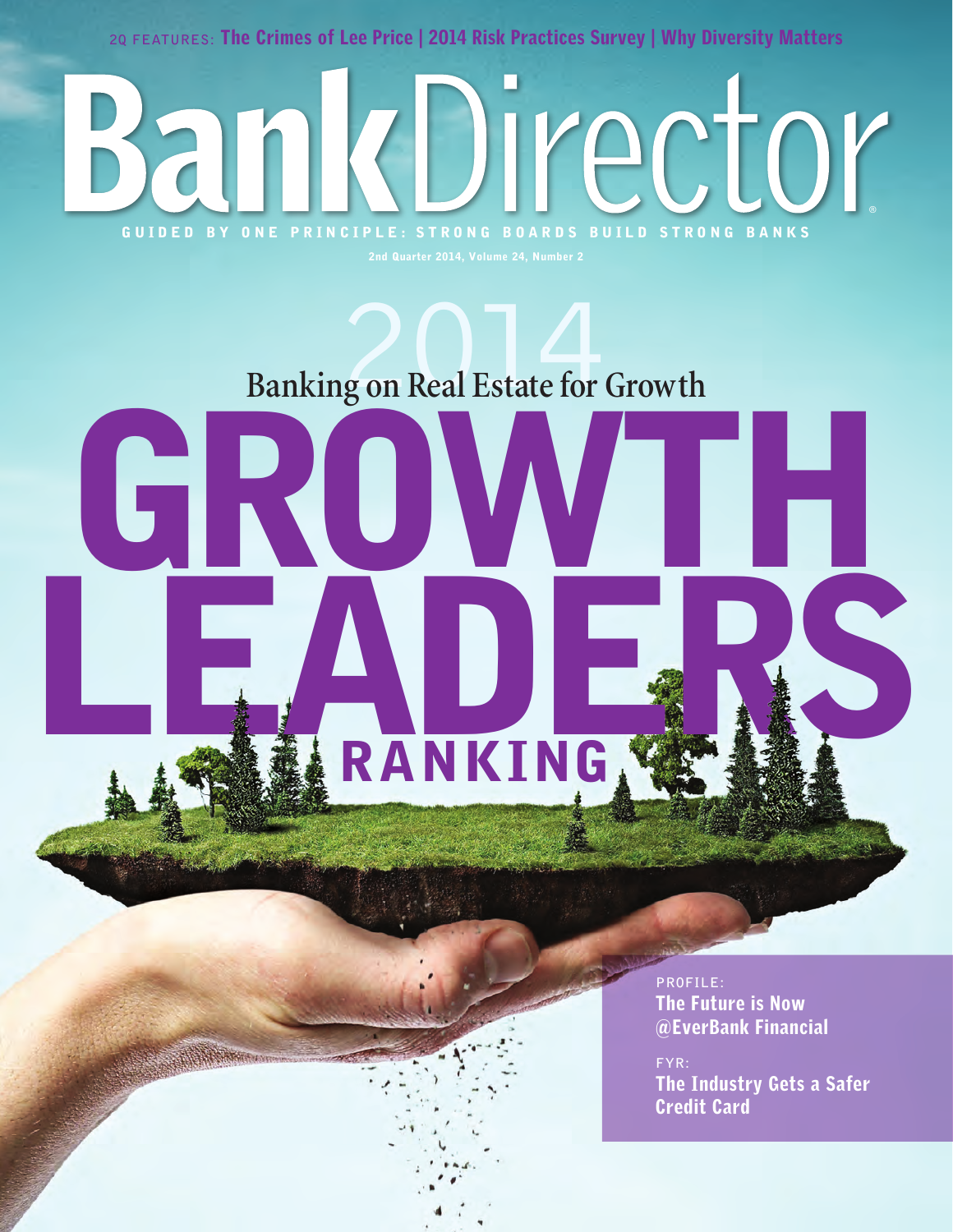2Q FEATURES: **The Crimes of Lee Price | 2014 Risk Practices Survey | Why Diversity Matters**

# BankDirector

GUIDED BY ONE PRINCIPLE: STRONG BOARDS BUILD STRONG BANKS

2nd Quarter 2014, Volume 24, Number 2

## 2014 GROWTH LEADERS RANKING

### Banking on Real Estate for Growth

PROFILE:
**The Future is Now @EverBank Financial**

FYR:
**The Industry Gets a Safer Credit Card**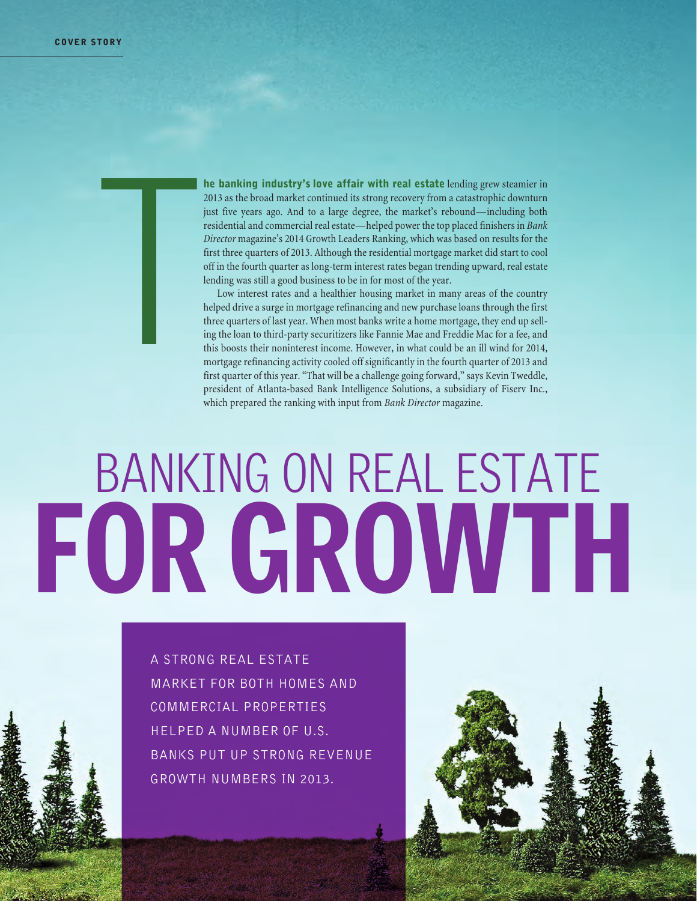# BANKING ON REAL ESTATE FOR GROWTH

A STRONG REAL ESTATE MARKET FOR BOTH HOMES AND COMMERCIAL PROPERTIES HELPED A NUMBER OF U.S. BANKS PUT UP STRONG REVENUE GROWTH NUMBERS IN 2013.

**The banking industry's love affair with real estate** lending grew steamier in 2013 as the broad market continued its strong recovery from a catastrophic downturn just five years ago. And to a large degree, the market's rebound—including both residential and commercial real estate—helped power the top placed finishers in *Bank Director* magazine's 2014 Growth Leaders Ranking, which was based on results for the first three quarters of 2013. Although the residential mortgage market did start to cool off in the fourth quarter as long-term interest rates began trending upward, real estate lending was still a good business to be in for most of the year.

Low interest rates and a healthier housing market in many areas of the country helped drive a surge in mortgage refinancing and new purchase loans through the first three quarters of last year. When most banks write a home mortgage, they end up selling the loan to third-party securitizers like Fannie Mae and Freddie Mac for a fee, and this boosts their noninterest income. However, in what could be an ill wind for 2014, mortgage refinancing activity cooled off significantly in the fourth quarter of 2013 and first quarter of this year. "That will be a challenge going forward," says Kevin Tweddle, president of Atlanta-based Bank Intelligence Solutions, a subsidiary of Fiserv Inc., which prepared the ranking with input from *Bank Director* magazine.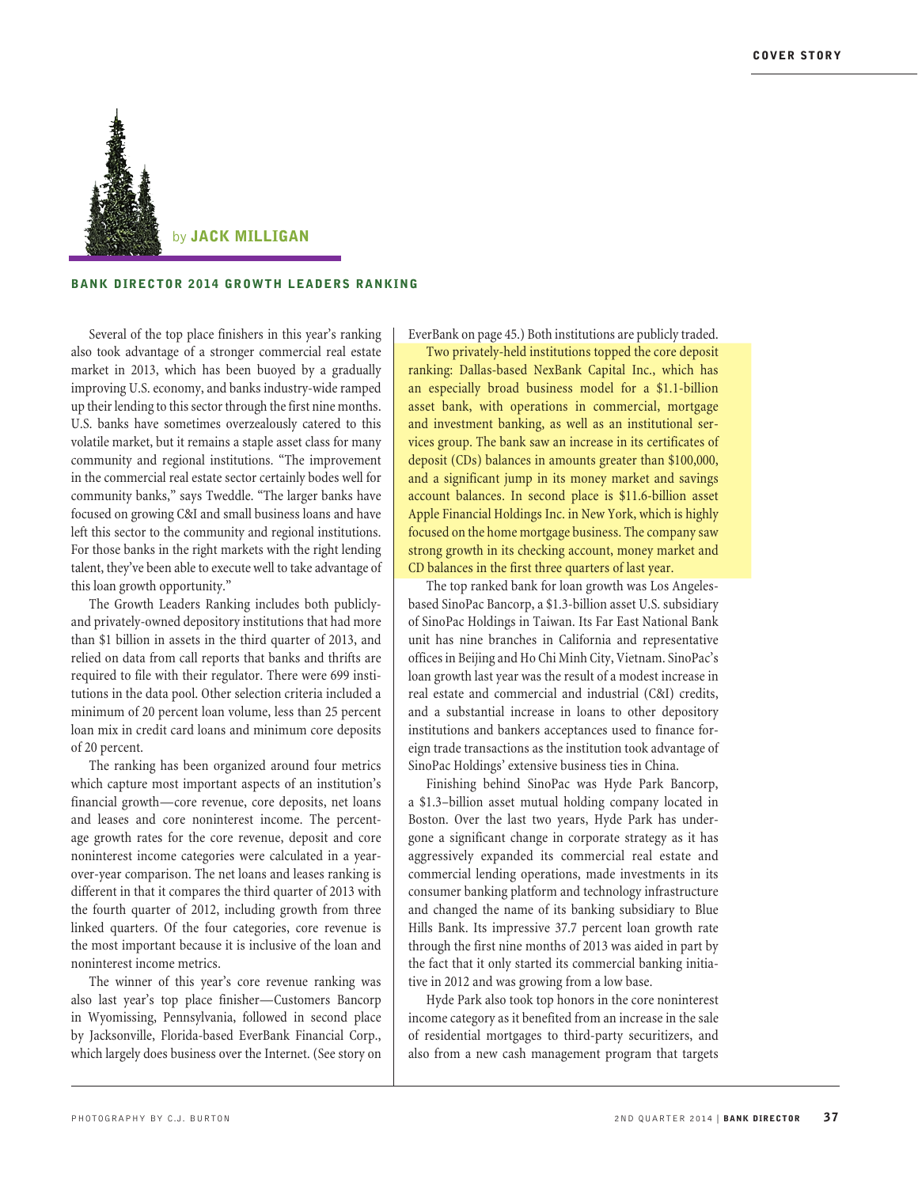by **JACK MILLIGAN**

**BANK DIRECTOR 2014 GROWTH LEADERS RANKING**

Several of the top place finishers in this year's ranking also took advantage of a stronger commercial real estate market in 2013, which has been buoyed by a gradually improving U.S. economy, and banks industry-wide ramped up their lending to this sector through the first nine months. U.S. banks have sometimes overzealously catered to this volatile market, but it remains a staple asset class for many community and regional institutions. "The improvement in the commercial real estate sector certainly bodes well for community banks," says Tweddle. "The larger banks have focused on growing C&I and small business loans and have left this sector to the community and regional institutions. For those banks in the right markets with the right lending talent, they've been able to execute well to take advantage of this loan growth opportunity."

The Growth Leaders Ranking includes both publicly- and privately-owned depository institutions that had more than $1 billion in assets in the third quarter of 2013, and relied on data from call reports that banks and thrifts are required to file with their regulator. There were 699 institutions in the data pool. Other selection criteria included a minimum of 20 percent loan volume, less than 25 percent loan mix in credit card loans and minimum core deposits of 20 percent.

The ranking has been organized around four metrics which capture most important aspects of an institution's financial growth—core revenue, core deposits, net loans and leases and core noninterest income. The percentage growth rates for the core revenue, deposit and core noninterest income categories were calculated in a year-over-year comparison. The net loans and leases ranking is different in that it compares the third quarter of 2013 with the fourth quarter of 2012, including growth from three linked quarters. Of the four categories, core revenue is the most important because it is inclusive of the loan and noninterest income metrics.

The winner of this year's core revenue ranking was also last year's top place finisher—Customers Bancorp in Wyomissing, Pennsylvania, followed in second place by Jacksonville, Florida-based EverBank Financial Corp., which largely does business over the Internet. (See story on EverBank on page 45.) Both institutions are publicly traded.

Two privately-held institutions topped the core deposit ranking: Dallas-based NexBank Capital Inc., which has an especially broad business model for a $1.1-billion asset bank, with operations in commercial, mortgage and investment banking, as well as an institutional services group. The bank saw an increase in its certificates of deposit (CDs) balances in amounts greater than $100,000, and a significant jump in its money market and savings account balances. In second place is $11.6-billion asset Apple Financial Holdings Inc. in New York, which is highly focused on the home mortgage business. The company saw strong growth in its checking account, money market and CD balances in the first three quarters of last year.

The top ranked bank for loan growth was Los Angeles-based SinoPac Bancorp, a $1.3-billion asset U.S. subsidiary of SinoPac Holdings in Taiwan. Its Far East National Bank unit has nine branches in California and representative offices in Beijing and Ho Chi Minh City, Vietnam. SinoPac's loan growth last year was the result of a modest increase in real estate and commercial and industrial (C&I) credits, and a substantial increase in loans to other depository institutions and bankers acceptances used to finance foreign trade transactions as the institution took advantage of SinoPac Holdings' extensive business ties in China.

Finishing behind SinoPac was Hyde Park Bancorp, a $1.3–billion asset mutual holding company located in Boston. Over the last two years, Hyde Park has undergone a significant change in corporate strategy as it has aggressively expanded its commercial real estate and commercial lending operations, made investments in its consumer banking platform and technology infrastructure and changed the name of its banking subsidiary to Blue Hills Bank. Its impressive 37.7 percent loan growth rate through the first nine months of 2013 was aided in part by the fact that it only started its commercial banking initiative in 2012 and was growing from a low base.

Hyde Park also took top honors in the core noninterest income category as it benefited from an increase in the sale of residential mortgages to third-party securitizers, and also from a new cash management program that targets

PHOTOGRAPHY BY C.J. BURTON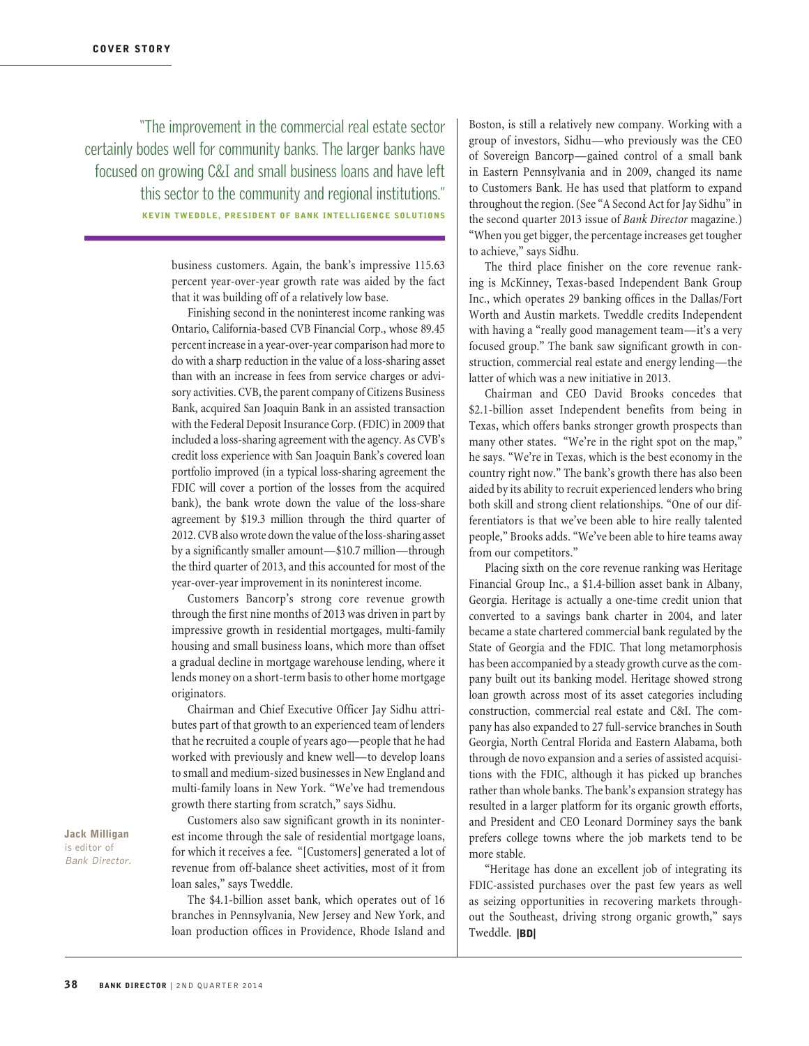> "The improvement in the commercial real estate sector certainly bodes well for community banks. The larger banks have focused on growing C&I and small business loans and have left this sector to the community and regional institutions."
>
> **KEVIN TWEDDLE, PRESIDENT OF BANK INTELLIGENCE SOLUTIONS**

business customers. Again, the bank's impressive 115.63 percent year-over-year growth rate was aided by the fact that it was building off of a relatively low base.

Finishing second in the noninterest income ranking was Ontario, California-based CVB Financial Corp., whose 89.45 percent increase in a year-over-year comparison had more to do with a sharp reduction in the value of a loss-sharing asset than with an increase in fees from service charges or advisory activities. CVB, the parent company of Citizens Business Bank, acquired San Joaquin Bank in an assisted transaction with the Federal Deposit Insurance Corp. (FDIC) in 2009 that included a loss-sharing agreement with the agency. As CVB's credit loss experience with San Joaquin Bank's covered loan portfolio improved (in a typical loss-sharing agreement the FDIC will cover a portion of the losses from the acquired bank), the bank wrote down the value of the loss-share agreement by $19.3 million through the third quarter of 2012. CVB also wrote down the value of the loss-sharing asset by a significantly smaller amount—$10.7 million—through the third quarter of 2013, and this accounted for most of the year-over-year improvement in its noninterest income.

Customers Bancorp's strong core revenue growth through the first nine months of 2013 was driven in part by impressive growth in residential mortgages, multi-family housing and small business loans, which more than offset a gradual decline in mortgage warehouse lending, where it lends money on a short-term basis to other home mortgage originators.

Chairman and Chief Executive Officer Jay Sidhu attributes part of that growth to an experienced team of lenders that he recruited a couple of years ago—people that he had worked with previously and knew well—to develop loans to small and medium-sized businesses in New England and multi-family loans in New York. "We've had tremendous growth there starting from scratch," says Sidhu.

Customers also saw significant growth in its noninterest income through the sale of residential mortgage loans, for which it receives a fee. "[Customers] generated a lot of revenue from off-balance sheet activities, most of it from loan sales," says Tweddle.

The $4.1-billion asset bank, which operates out of 16 branches in Pennsylvania, New Jersey and New York, and loan production offices in Providence, Rhode Island and Boston, is still a relatively new company. Working with a group of investors, Sidhu—who previously was the CEO of Sovereign Bancorp—gained control of a small bank in Eastern Pennsylvania and in 2009, changed its name to Customers Bank. He has used that platform to expand throughout the region. (See "A Second Act for Jay Sidhu" in the second quarter 2013 issue of *Bank Director* magazine.) "When you get bigger, the percentage increases get tougher to achieve," says Sidhu.

The third place finisher on the core revenue ranking is McKinney, Texas-based Independent Bank Group Inc., which operates 29 banking offices in the Dallas/Fort Worth and Austin markets. Tweddle credits Independent with having a "really good management team—it's a very focused group." The bank saw significant growth in construction, commercial real estate and energy lending—the latter of which was a new initiative in 2013.

Chairman and CEO David Brooks concedes that $2.1-billion asset Independent benefits from being in Texas, which offers banks stronger growth prospects than many other states. "We're in the right spot on the map," he says. "We're in Texas, which is the best economy in the country right now." The bank's growth there has also been aided by its ability to recruit experienced lenders who bring both skill and strong client relationships. "One of our differentiators is that we've been able to hire really talented people," Brooks adds. "We've been able to hire teams away from our competitors."

Placing sixth on the core revenue ranking was Heritage Financial Group Inc., a $1.4-billion asset bank in Albany, Georgia. Heritage is actually a one-time credit union that converted to a savings bank charter in 2004, and later became a state chartered commercial bank regulated by the State of Georgia and the FDIC. That long metamorphosis has been accompanied by a steady growth curve as the company built out its banking model. Heritage showed strong loan growth across most of its asset categories including construction, commercial real estate and C&I. The company has also expanded to 27 full-service branches in South Georgia, North Central Florida and Eastern Alabama, both through de novo expansion and a series of assisted acquisitions with the FDIC, although it has picked up branches rather than whole banks. The bank's expansion strategy has resulted in a larger platform for its organic growth efforts, and President and CEO Leonard Dorminey says the bank prefers college towns where the job markets tend to be more stable.

"Heritage has done an excellent job of integrating its FDIC-assisted purchases over the past few years as well as seizing opportunities in recovering markets throughout the Southeast, driving strong organic growth," says Tweddle. **|BD|**

**Jack Milligan** is editor of *Bank Director*.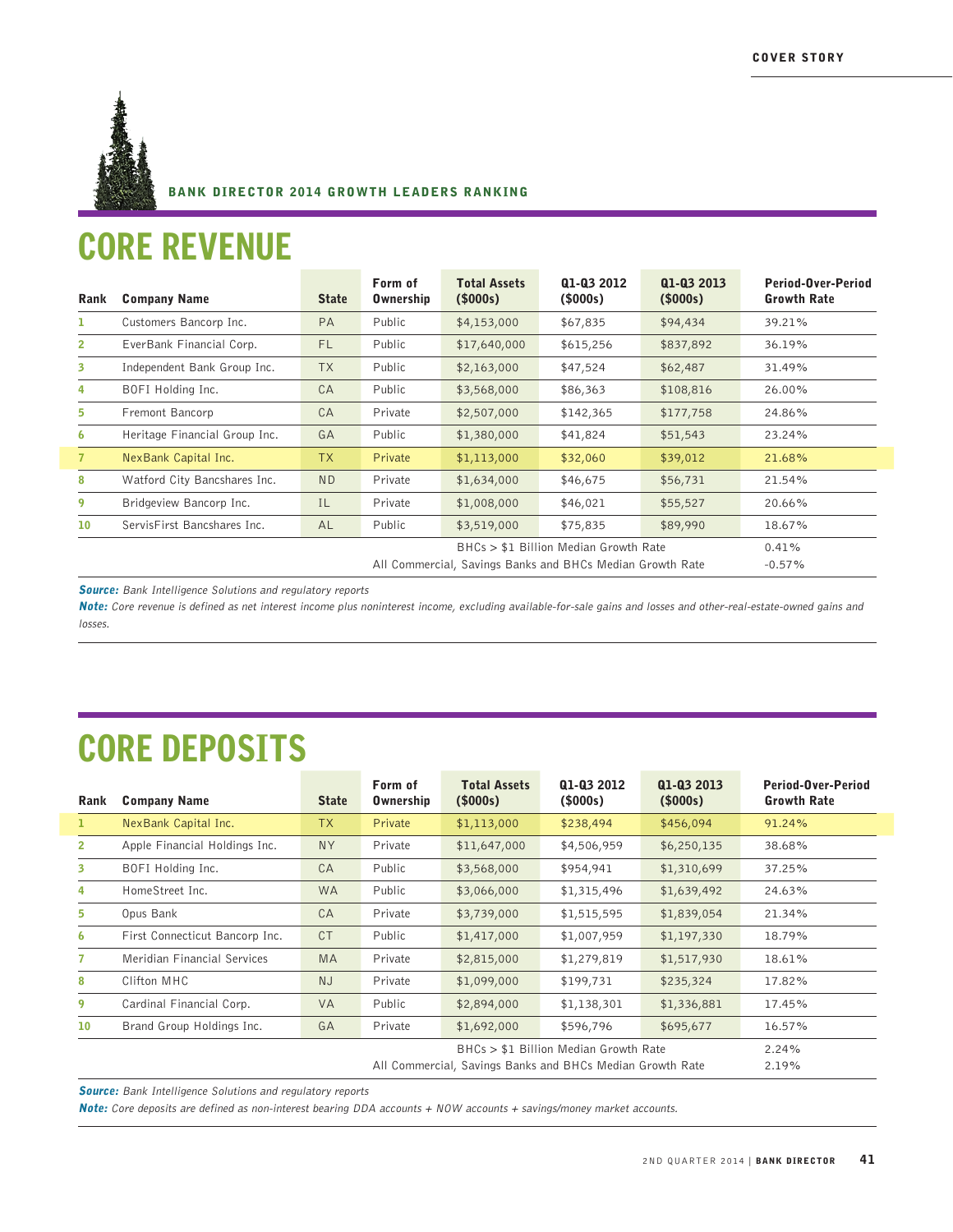BANK DIRECTOR 2014 GROWTH LEADERS RANKING

# CORE REVENUE

| Rank | Company Name | State | Form of Ownership | Total Assets ($000s) | Q1-Q3 2012 ($000s) | Q1-Q3 2013 ($000s) | Period-Over-Period Growth Rate |
|---|---|---|---|---|---|---|---|
| 1 | Customers Bancorp Inc. | PA | Public | $4,153,000 | $67,835 | $94,434 | 39.21% |
| 2 | EverBank Financial Corp. | FL | Public | $17,640,000 | $615,256 | $837,892 | 36.19% |
| 3 | Independent Bank Group Inc. | TX | Public | $2,163,000 | $47,524 | $62,487 | 31.49% |
| 4 | BOFI Holding Inc. | CA | Public | $3,568,000 | $86,363 | $108,816 | 26.00% |
| 5 | Fremont Bancorp | CA | Private | $2,507,000 | $142,365 | $177,758 | 24.86% |
| 6 | Heritage Financial Group Inc. | GA | Public | $1,380,000 | $41,824 | $51,543 | 23.24% |
| 7 | NexBank Capital Inc. | TX | Private | $1,113,000 | $32,060 | $39,012 | 21.68% |
| 8 | Watford City Bancshares Inc. | ND | Private | $1,634,000 | $46,675 | $56,731 | 21.54% |
| 9 | Bridgeview Bancorp Inc. | IL | Private | $1,008,000 | $46,021 | $55,527 | 20.66% |
| 10 | ServisFirst Bancshares Inc. | AL | Public | $3,519,000 | $75,835 | $89,990 | 18.67% |
| | | | | BHCs > $1 Billion Median Growth Rate | | | 0.41% |
| | | | All Commercial, Savings Banks and BHCs Median Growth Rate | | | | -0.57% |

***Source:*** *Bank Intelligence Solutions and regulatory reports*

***Note:*** *Core revenue is defined as net interest income plus noninterest income, excluding available-for-sale gains and losses and other-real-estate-owned gains and losses.*

# CORE DEPOSITS

| Rank | Company Name | State | Form of Ownership | Total Assets ($000s) | Q1-Q3 2012 ($000s) | Q1-Q3 2013 ($000s) | Period-Over-Period Growth Rate |
|---|---|---|---|---|---|---|---|
| 1 | NexBank Capital Inc. | TX | Private | $1,113,000 | $238,494 | $456,094 | 91.24% |
| 2 | Apple Financial Holdings Inc. | NY | Private | $11,647,000 | $4,506,959 | $6,250,135 | 38.68% |
| 3 | BOFI Holding Inc. | CA | Public | $3,568,000 | $954,941 | $1,310,699 | 37.25% |
| 4 | HomeStreet Inc. | WA | Public | $3,066,000 | $1,315,496 | $1,639,492 | 24.63% |
| 5 | Opus Bank | CA | Private | $3,739,000 | $1,515,595 | $1,839,054 | 21.34% |
| 6 | First Connecticut Bancorp Inc. | CT | Public | $1,417,000 | $1,007,959 | $1,197,330 | 18.79% |
| 7 | Meridian Financial Services | MA | Private | $2,815,000 | $1,279,819 | $1,517,930 | 18.61% |
| 8 | Clifton MHC | NJ | Private | $1,099,000 | $199,731 | $235,324 | 17.82% |
| 9 | Cardinal Financial Corp. | VA | Public | $2,894,000 | $1,138,301 | $1,336,881 | 17.45% |
| 10 | Brand Group Holdings Inc. | GA | Private | $1,692,000 | $596,796 | $695,677 | 16.57% |
| | | | | BHCs > $1 Billion Median Growth Rate | | | 2.24% |
| | | | All Commercial, Savings Banks and BHCs Median Growth Rate | | | | 2.19% |

***Source:*** *Bank Intelligence Solutions and regulatory reports*

***Note:*** *Core deposits are defined as non-interest bearing DDA accounts + NOW accounts + savings/money market accounts.*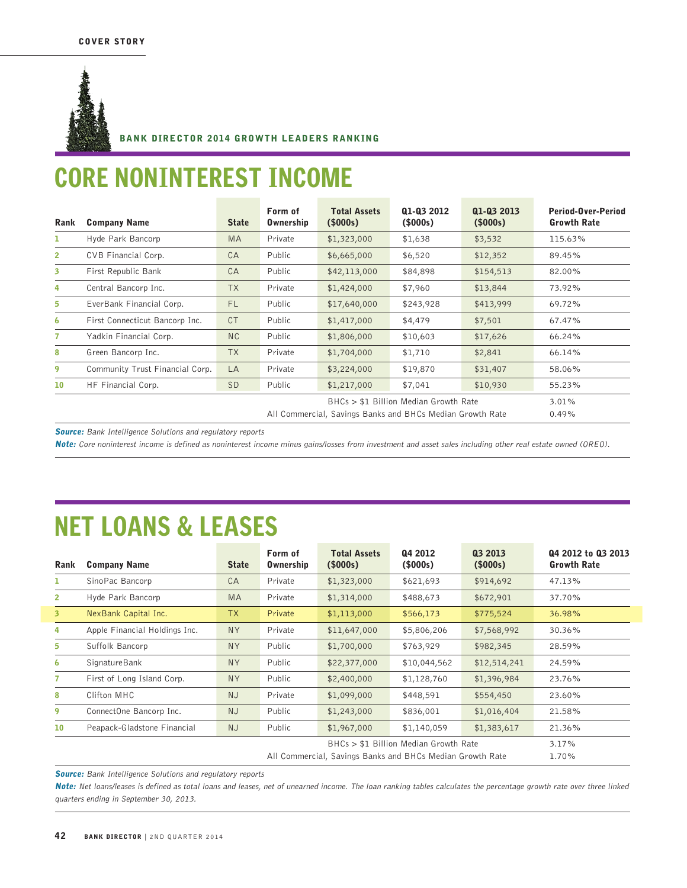COVER STORY

BANK DIRECTOR 2014 GROWTH LEADERS RANKING

# CORE NONINTEREST INCOME

| Rank | Company Name | State | Form of Ownership | Total Assets ($000s) | Q1-Q3 2012 ($000s) | Q1-Q3 2013 ($000s) | Period-Over-Period Growth Rate |
|---|---|---|---|---|---|---|---|
| 1 | Hyde Park Bancorp | MA | Private | $1,323,000 | $1,638 | $3,532 | 115.63% |
| 2 | CVB Financial Corp. | CA | Public | $6,665,000 | $6,520 | $12,352 | 89.45% |
| 3 | First Republic Bank | CA | Public | $42,113,000 | $84,898 | $154,513 | 82.00% |
| 4 | Central Bancorp Inc. | TX | Private | $1,424,000 | $7,960 | $13,844 | 73.92% |
| 5 | EverBank Financial Corp. | FL | Public | $17,640,000 | $243,928 | $413,999 | 69.72% |
| 6 | First Connecticut Bancorp Inc. | CT | Public | $1,417,000 | $4,479 | $7,501 | 67.47% |
| 7 | Yadkin Financial Corp. | NC | Public | $1,806,000 | $10,603 | $17,626 | 66.24% |
| 8 | Green Bancorp Inc. | TX | Private | $1,704,000 | $1,710 | $2,841 | 66.14% |
| 9 | Community Trust Financial Corp. | LA | Private | $3,224,000 | $19,870 | $31,407 | 58.06% |
| 10 | HF Financial Corp. | SD | Public | $1,217,000 | $7,041 | $10,930 | 55.23% |
| | | | | BHCs > $1 Billion Median Growth Rate | | | 3.01% |
| | | | All Commercial, Savings Banks and BHCs Median Growth Rate | | | | 0.49% |

***Source:*** *Bank Intelligence Solutions and regulatory reports*

***Note:*** *Core noninterest income is defined as noninterest income minus gains/losses from investment and asset sales including other real estate owned (OREO).*

# NET LOANS & LEASES

| Rank | Company Name | State | Form of Ownership | Total Assets ($000s) | Q4 2012 ($000s) | Q3 2013 ($000s) | Q4 2012 to Q3 2013 Growth Rate |
|---|---|---|---|---|---|---|---|
| 1 | SinoPac Bancorp | CA | Private | $1,323,000 | $621,693 | $914,692 | 47.13% |
| 2 | Hyde Park Bancorp | MA | Private | $1,314,000 | $488,673 | $672,901 | 37.70% |
| 3 | NexBank Capital Inc. | TX | Private | $1,113,000 | $566,173 | $775,524 | 36.98% |
| 4 | Apple Financial Holdings Inc. | NY | Private | $11,647,000 | $5,806,206 | $7,568,992 | 30.36% |
| 5 | Suffolk Bancorp | NY | Public | $1,700,000 | $763,929 | $982,345 | 28.59% |
| 6 | SignatureBank | NY | Public | $22,377,000 | $10,044,562 | $12,514,241 | 24.59% |
| 7 | First of Long Island Corp. | NY | Public | $2,400,000 | $1,128,760 | $1,396,984 | 23.76% |
| 8 | Clifton MHC | NJ | Private | $1,099,000 | $448,591 | $554,450 | 23.60% |
| 9 | ConnectOne Bancorp Inc. | NJ | Public | $1,243,000 | $836,001 | $1,016,404 | 21.58% |
| 10 | Peapack-Gladstone Financial | NJ | Public | $1,967,000 | $1,140,059 | $1,383,617 | 21.36% |
| | | | | BHCs > $1 Billion Median Growth Rate | | | 3.17% |
| | | | All Commercial, Savings Banks and BHCs Median Growth Rate | | | | 1.70% |

***Source:*** *Bank Intelligence Solutions and regulatory reports*

***Note:*** *Net loans/leases is defined as total loans and leases, net of unearned income. The loan ranking tables calculates the percentage growth rate over three linked quarters ending in September 30, 2013.*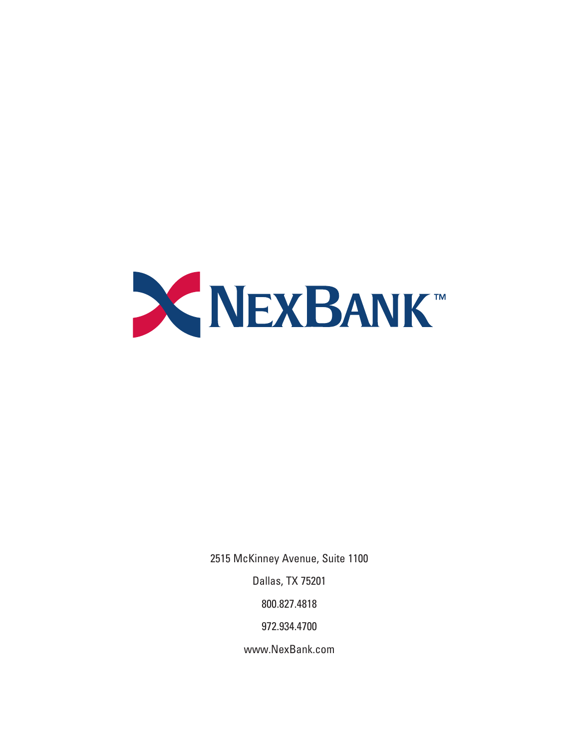NexBank™

2515 McKinney Avenue, Suite 1100

Dallas, TX 75201

800.827.4818

972.934.4700

www.NexBank.com